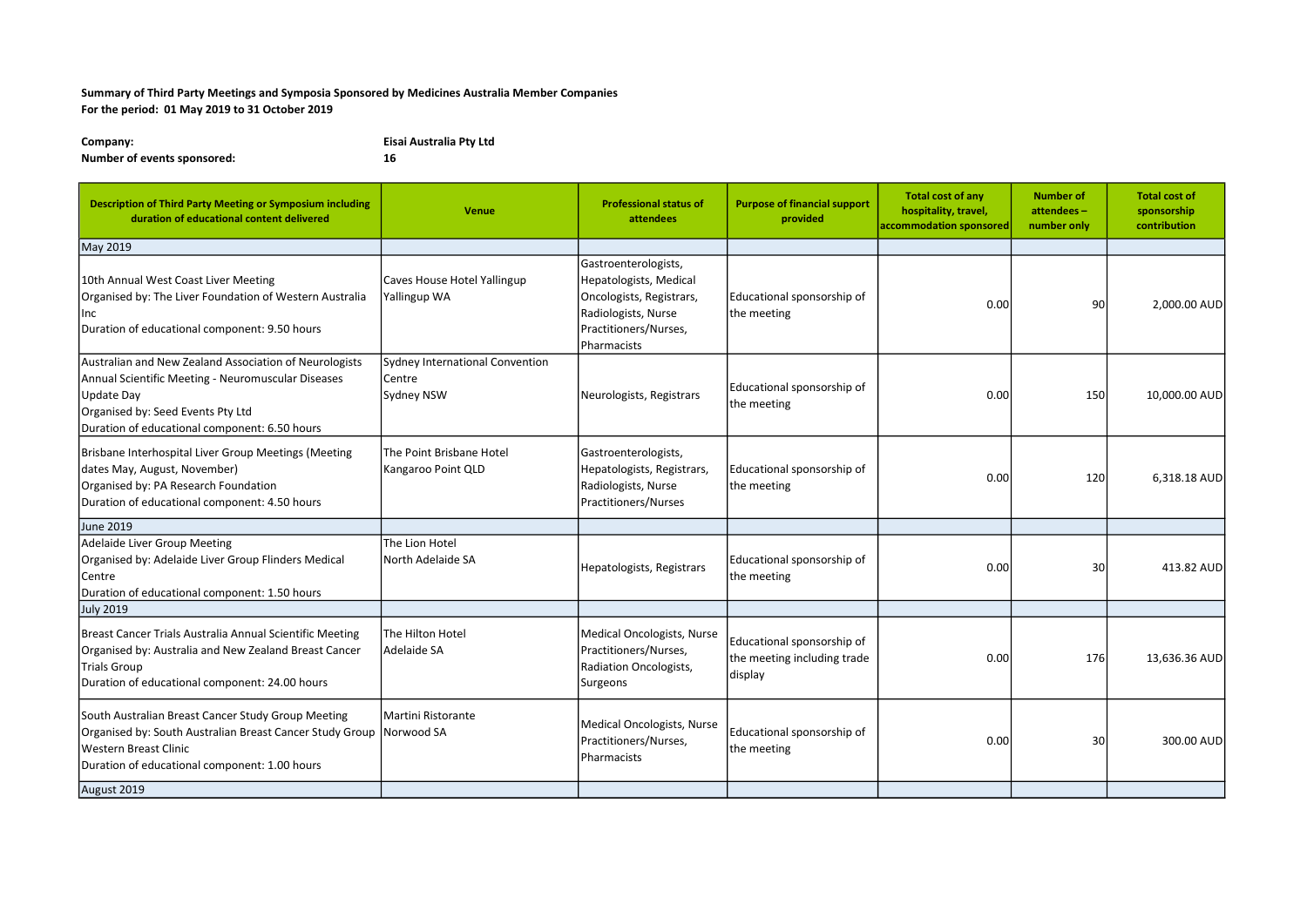**Summary of Third Party Meetings and Symposia Sponsored by Medicines Australia Member Companies**
**For the period: 01 May 2019 to 31 October 2019**

**Company:** **Eisai Australia Pty Ltd**
**Number of events sponsored:** **16**

| Description of Third Party Meeting or Symposium including duration of educational content delivered | Venue | Professional status of attendees | Purpose of financial support provided | Total cost of any hospitality, travel, accommodation sponsored | Number of attendees – number only | Total cost of sponsorship contribution |
|---|---|---|---|---|---|---|
| May 2019 | | | | | | |
| 10th Annual West Coast Liver Meeting<br>Organised by: The Liver Foundation of Western Australia Inc<br>Duration of educational component: 9.50 hours | Caves House Hotel Yallingup<br>Yallingup WA | Gastroenterologists, Hepatologists, Medical Oncologists, Registrars, Radiologists, Nurse Practitioners/Nurses, Pharmacists | Educational sponsorship of the meeting | 0.00 | 90 | 2,000.00 AUD |
| Australian and New Zealand Association of Neurologists Annual Scientific Meeting - Neuromuscular Diseases Update Day<br>Organised by: Seed Events Pty Ltd<br>Duration of educational component: 6.50 hours | Sydney International Convention Centre<br>Sydney NSW | Neurologists, Registrars | Educational sponsorship of the meeting | 0.00 | 150 | 10,000.00 AUD |
| Brisbane Interhospital Liver Group Meetings (Meeting dates May, August, November)<br>Organised by: PA Research Foundation<br>Duration of educational component: 4.50 hours | The Point Brisbane Hotel<br>Kangaroo Point QLD | Gastroenterologists, Hepatologists, Registrars, Radiologists, Nurse Practitioners/Nurses | Educational sponsorship of the meeting | 0.00 | 120 | 6,318.18 AUD |
| June 2019 | | | | | | |
| Adelaide Liver Group Meeting<br>Organised by: Adelaide Liver Group Flinders Medical Centre<br>Duration of educational component: 1.50 hours | The Lion Hotel<br>North Adelaide SA | Hepatologists, Registrars | Educational sponsorship of the meeting | 0.00 | 30 | 413.82 AUD |
| July 2019 | | | | | | |
| Breast Cancer Trials Australia Annual Scientific Meeting<br>Organised by: Australia and New Zealand Breast Cancer Trials Group<br>Duration of educational component: 24.00 hours | The Hilton Hotel<br>Adelaide SA | Medical Oncologists, Nurse Practitioners/Nurses, Radiation Oncologists, Surgeons | Educational sponsorship of the meeting including trade display | 0.00 | 176 | 13,636.36 AUD |
| South Australian Breast Cancer Study Group Meeting<br>Organised by: South Australian Breast Cancer Study Group Western Breast Clinic<br>Duration of educational component: 1.00 hours | Martini Ristorante<br>Norwood SA | Medical Oncologists, Nurse Practitioners/Nurses, Pharmacists | Educational sponsorship of the meeting | 0.00 | 30 | 300.00 AUD |
| August 2019 | | | | | | |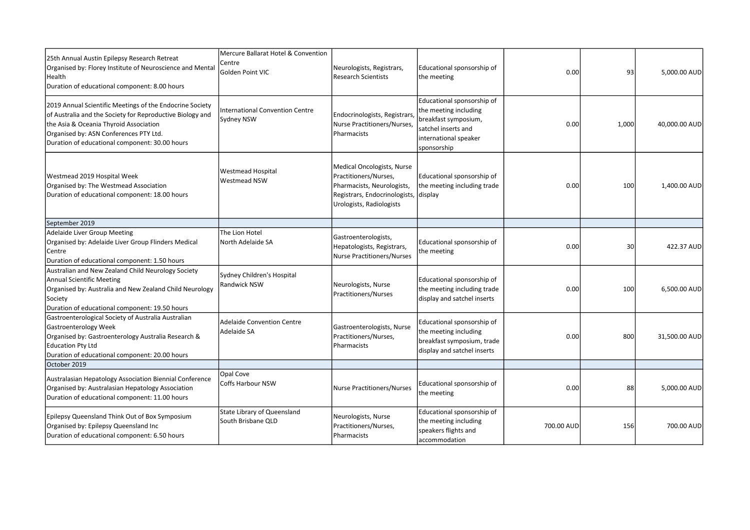| | | | | | | |
|---|---|---|---|---|---|---|
| 25th Annual Austin Epilepsy Research Retreat<br>Organised by: Florey Institute of Neuroscience and Mental Health<br>Duration of educational component: 8.00 hours | Mercure Ballarat Hotel & Convention Centre<br>Golden Point VIC | Neurologists, Registrars, Research Scientists | Educational sponsorship of the meeting | 0.00 | 93 | 5,000.00 AUD |
| 2019 Annual Scientific Meetings of the Endocrine Society of Australia and the Society for Reproductive Biology and the Asia & Oceania Thyroid Association<br>Organised by: ASN Conferences PTY Ltd.<br>Duration of educational component: 30.00 hours | International Convention Centre<br>Sydney NSW | Endocrinologists, Registrars, Nurse Practitioners/Nurses, Pharmacists | Educational sponsorship of the meeting including breakfast symposium, satchel inserts and international speaker sponsorship | 0.00 | 1,000 | 40,000.00 AUD |
| Westmead 2019 Hospital Week<br>Organised by: The Westmead Association<br>Duration of educational component: 18.00 hours | Westmead Hospital<br>Westmead NSW | Medical Oncologists, Nurse Practitioners/Nurses, Pharmacists, Neurologists, Registrars, Endocrinologists, Urologists, Radiologists | Educational sponsorship of the meeting including trade display | 0.00 | 100 | 1,400.00 AUD |
| September 2019 | | | | | | |
| Adelaide Liver Group Meeting<br>Organised by: Adelaide Liver Group Flinders Medical Centre<br>Duration of educational component: 1.50 hours | The Lion Hotel<br>North Adelaide SA | Gastroenterologists, Hepatologists, Registrars, Nurse Practitioners/Nurses | Educational sponsorship of the meeting | 0.00 | 30 | 422.37 AUD |
| Australian and New Zealand Child Neurology Society Annual Scientific Meeting<br>Organised by: Australia and New Zealand Child Neurology Society<br>Duration of educational component: 19.50 hours | Sydney Children's Hospital<br>Randwick NSW | Neurologists, Nurse Practitioners/Nurses | Educational sponsorship of the meeting including trade display and satchel inserts | 0.00 | 100 | 6,500.00 AUD |
| Gastroenterological Society of Australia Australian Gastroenterology Week<br>Organised by: Gastroenterology Australia Research & Education Pty Ltd<br>Duration of educational component: 20.00 hours | Adelaide Convention Centre<br>Adelaide SA | Gastroenterologists, Nurse Practitioners/Nurses, Pharmacists | Educational sponsorship of the meeting including breakfast symposium, trade display and satchel inserts | 0.00 | 800 | 31,500.00 AUD |
| October 2019 | | | | | | |
| Australasian Hepatology Association Biennial Conference<br>Organised by: Australasian Hepatology Association<br>Duration of educational component: 11.00 hours | Opal Cove<br>Coffs Harbour NSW | Nurse Practitioners/Nurses | Educational sponsorship of the meeting | 0.00 | 88 | 5,000.00 AUD |
| Epilepsy Queensland Think Out of Box Symposium<br>Organised by: Epilepsy Queensland Inc<br>Duration of educational component: 6.50 hours | State Library of Queensland<br>South Brisbane QLD | Neurologists, Nurse Practitioners/Nurses, Pharmacists | Educational sponsorship of the meeting including speakers flights and accommodation | 700.00 AUD | 156 | 700.00 AUD |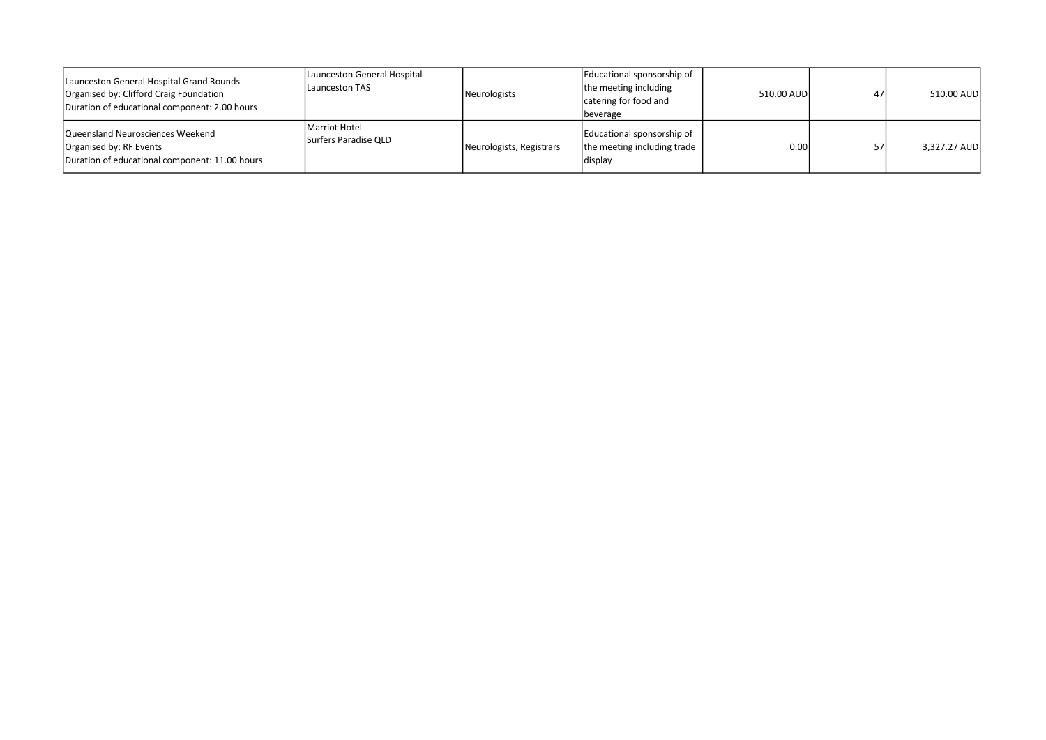| | | | | | | |
|---|---|---|---|---|---|---|
| Launceston General Hospital Grand Rounds<br>Organised by: Clifford Craig Foundation<br>Duration of educational component: 2.00 hours | Launceston General Hospital<br>Launceston TAS | Neurologists | Educational sponsorship of the meeting including catering for food and beverage | 510.00 AUD | 47 | 510.00 AUD |
| Queensland Neurosciences Weekend<br>Organised by: RF Events<br>Duration of educational component: 11.00 hours | Marriot Hotel<br>Surfers Paradise QLD | Neurologists, Registrars | Educational sponsorship of the meeting including trade display | 0.00 | 57 | 3,327.27 AUD |